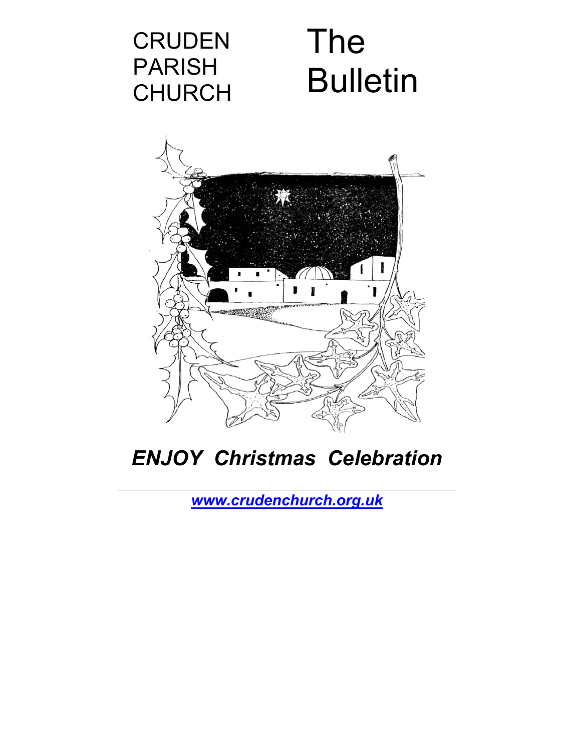CRUDEN PARISH CHURCH

# The Bulletin

***ENJOY Christmas Celebration***

---

***www.crudenchurch.org.uk***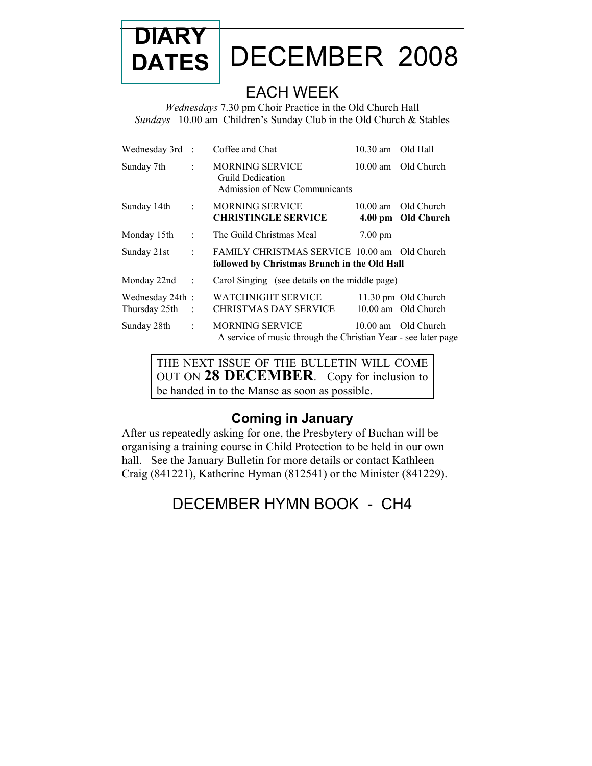# DIARY DATES — DECEMBER 2008

## EACH WEEK

*Wednesdays* 7.30 pm Choir Practice in the Old Church Hall
*Sundays* 10.00 am Children's Sunday Club in the Old Church & Stables

| Date | | Event | Time | Place |
|---|---|---|---|---|
| Wednesday 3rd | : | Coffee and Chat | 10.30 am | Old Hall |
| Sunday 7th | : | MORNING SERVICE<br>Guild Dedication<br>Admission of New Communicants | 10.00 am | Old Church |
| Sunday 14th | : | MORNING SERVICE<br>**CHRISTINGLE SERVICE** | 10.00 am<br>**4.00 pm** | Old Church<br>**Old Church** |
| Monday 15th | : | The Guild Christmas Meal | 7.00 pm | |
| Sunday 21st | : | FAMILY CHRISTMAS SERVICE<br>**followed by Christmas Brunch in the Old Hall** | 10.00 am | Old Church |
| Monday 22nd | : | Carol Singing (see details on the middle page) | | |
| Wednesday 24th | : | WATCHNIGHT SERVICE | 11.30 pm | Old Church |
| Thursday 25th | : | CHRISTMAS DAY SERVICE | 10.00 am | Old Church |
| Sunday 28th | : | MORNING SERVICE<br>A service of music through the Christian Year - see later page | 10.00 am | Old Church |

THE NEXT ISSUE OF THE BULLETIN WILL COME OUT ON **28 DECEMBER**. Copy for inclusion to be handed in to the Manse as soon as possible.

### Coming in January

After us repeatedly asking for one, the Presbytery of Buchan will be organising a training course in Child Protection to be held in our own hall. See the January Bulletin for more details or contact Kathleen Craig (841221), Katherine Hyman (812541) or the Minister (841229).

DECEMBER HYMN BOOK - CH4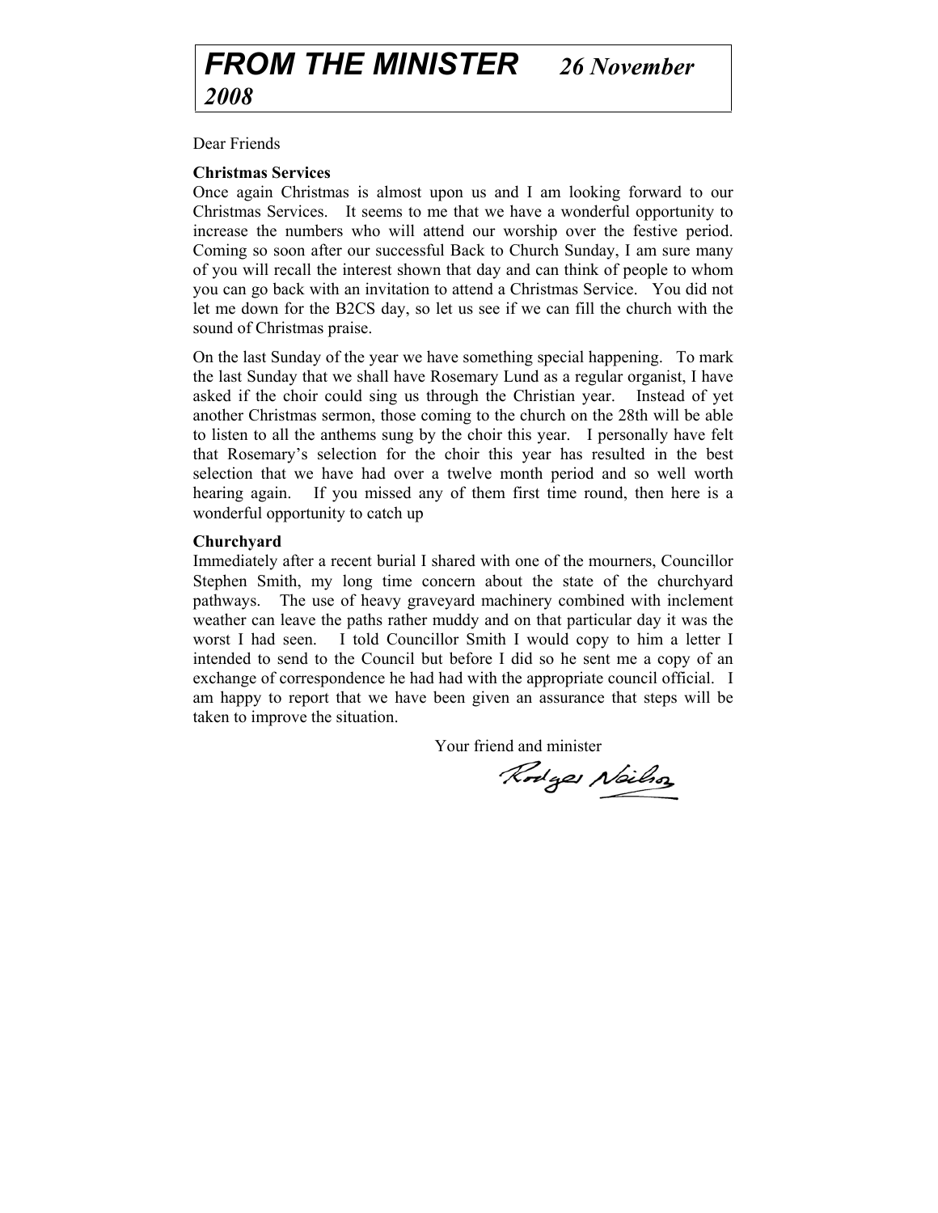# *FROM THE MINISTER* ***26 November 2008***

Dear Friends

**Christmas Services**

Once again Christmas is almost upon us and I am looking forward to our Christmas Services. It seems to me that we have a wonderful opportunity to increase the numbers who will attend our worship over the festive period. Coming so soon after our successful Back to Church Sunday, I am sure many of you will recall the interest shown that day and can think of people to whom you can go back with an invitation to attend a Christmas Service. You did not let me down for the B2CS day, so let us see if we can fill the church with the sound of Christmas praise.

On the last Sunday of the year we have something special happening. To mark the last Sunday that we shall have Rosemary Lund as a regular organist, I have asked if the choir could sing us through the Christian year. Instead of yet another Christmas sermon, those coming to the church on the 28th will be able to listen to all the anthems sung by the choir this year. I personally have felt that Rosemary's selection for the choir this year has resulted in the best selection that we have had over a twelve month period and so well worth hearing again. If you missed any of them first time round, then here is a wonderful opportunity to catch up

**Churchyard**

Immediately after a recent burial I shared with one of the mourners, Councillor Stephen Smith, my long time concern about the state of the churchyard pathways. The use of heavy graveyard machinery combined with inclement weather can leave the paths rather muddy and on that particular day it was the worst I had seen. I told Councillor Smith I would copy to him a letter I intended to send to the Council but before I did so he sent me a copy of an exchange of correspondence he had had with the appropriate council official. I am happy to report that we have been given an assurance that steps will be taken to improve the situation.

Your friend and minister

Rodger Neilson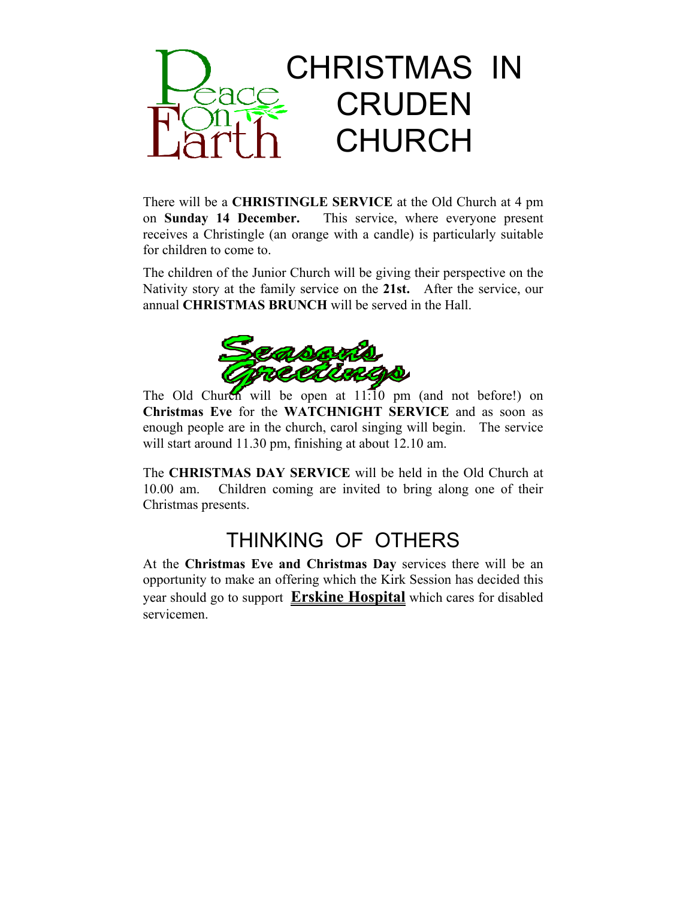# CHRISTMAS IN CRUDEN CHURCH

Peace On Earth

There will be a **CHRISTINGLE SERVICE** at the Old Church at 4 pm on **Sunday 14 December.** This service, where everyone present receives a Christingle (an orange with a candle) is particularly suitable for children to come to.

The children of the Junior Church will be giving their perspective on the Nativity story at the family service on the **21st.** After the service, our annual **CHRISTMAS BRUNCH** will be served in the Hall.

Season's Greetings

The Old Church will be open at 11:10 pm (and not before!) on **Christmas Eve** for the **WATCHNIGHT SERVICE** and as soon as enough people are in the church, carol singing will begin. The service will start around 11.30 pm, finishing at about 12.10 am.

The **CHRISTMAS DAY SERVICE** will be held in the Old Church at 10.00 am. Children coming are invited to bring along one of their Christmas presents.

## THINKING OF OTHERS

At the **Christmas Eve and Christmas Day** services there will be an opportunity to make an offering which the Kirk Session has decided this year should go to support **Erskine Hospital** which cares for disabled servicemen.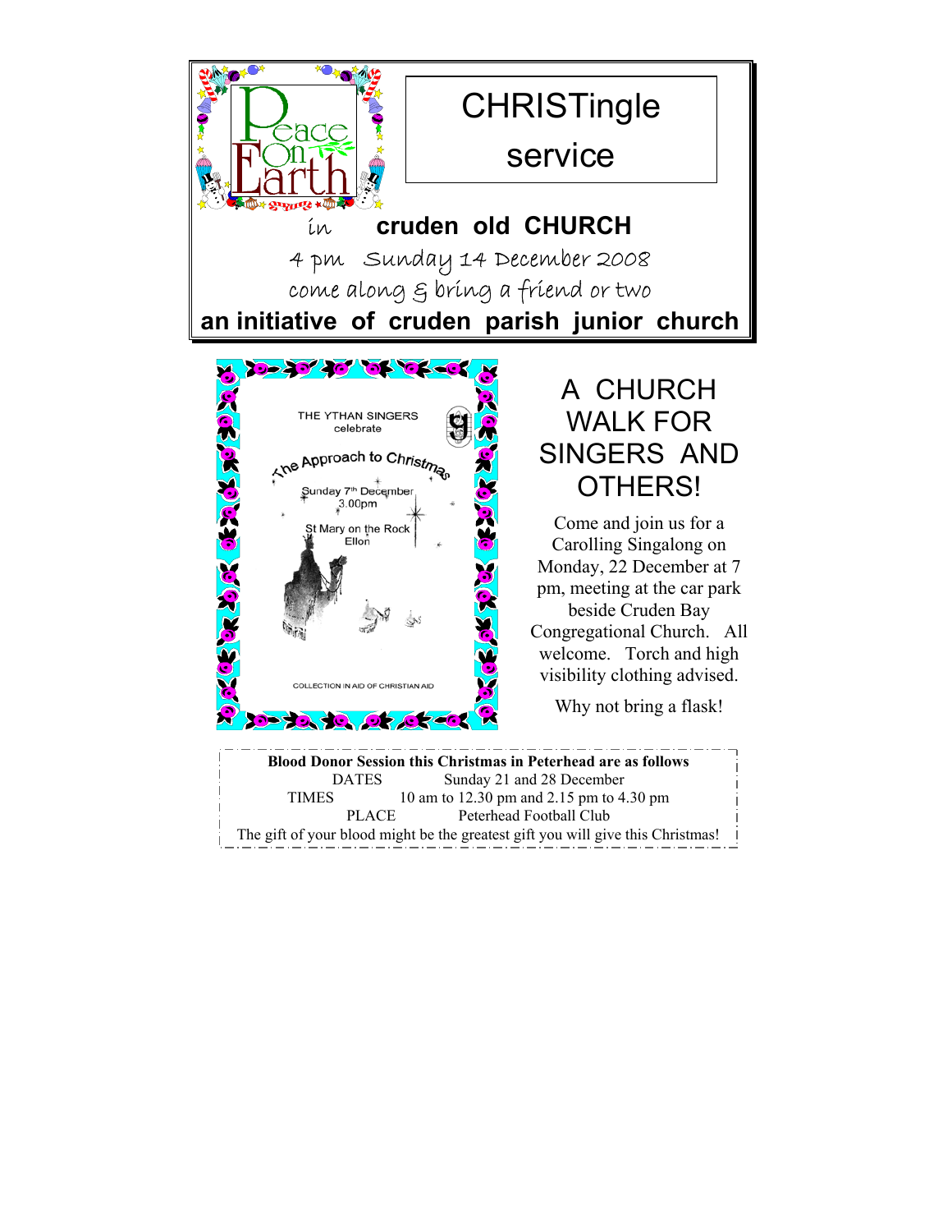Peace On Earth

## CHRISTingle service

in **cruden old CHURCH**

4 pm Sunday 14 December 2008

come along & bring a friend or two

**an initiative of cruden parish junior church**

THE YTHAN SINGERS celebrate

The Approach to Christmas

Sunday 7th December 3.00pm

St Mary on the Rock Ellon

COLLECTION IN AID OF CHRISTIAN AID

## A CHURCH WALK FOR SINGERS AND OTHERS!

Come and join us for a Carolling Singalong on Monday, 22 December at 7 pm, meeting at the car park beside Cruden Bay Congregational Church. All welcome. Torch and high visibility clothing advised.

Why not bring a flask!

**Blood Donor Session this Christmas in Peterhead are as follows**

DATES Sunday 21 and 28 December

TIMES 10 am to 12.30 pm and 2.15 pm to 4.30 pm

PLACE Peterhead Football Club

The gift of your blood might be the greatest gift you will give this Christmas!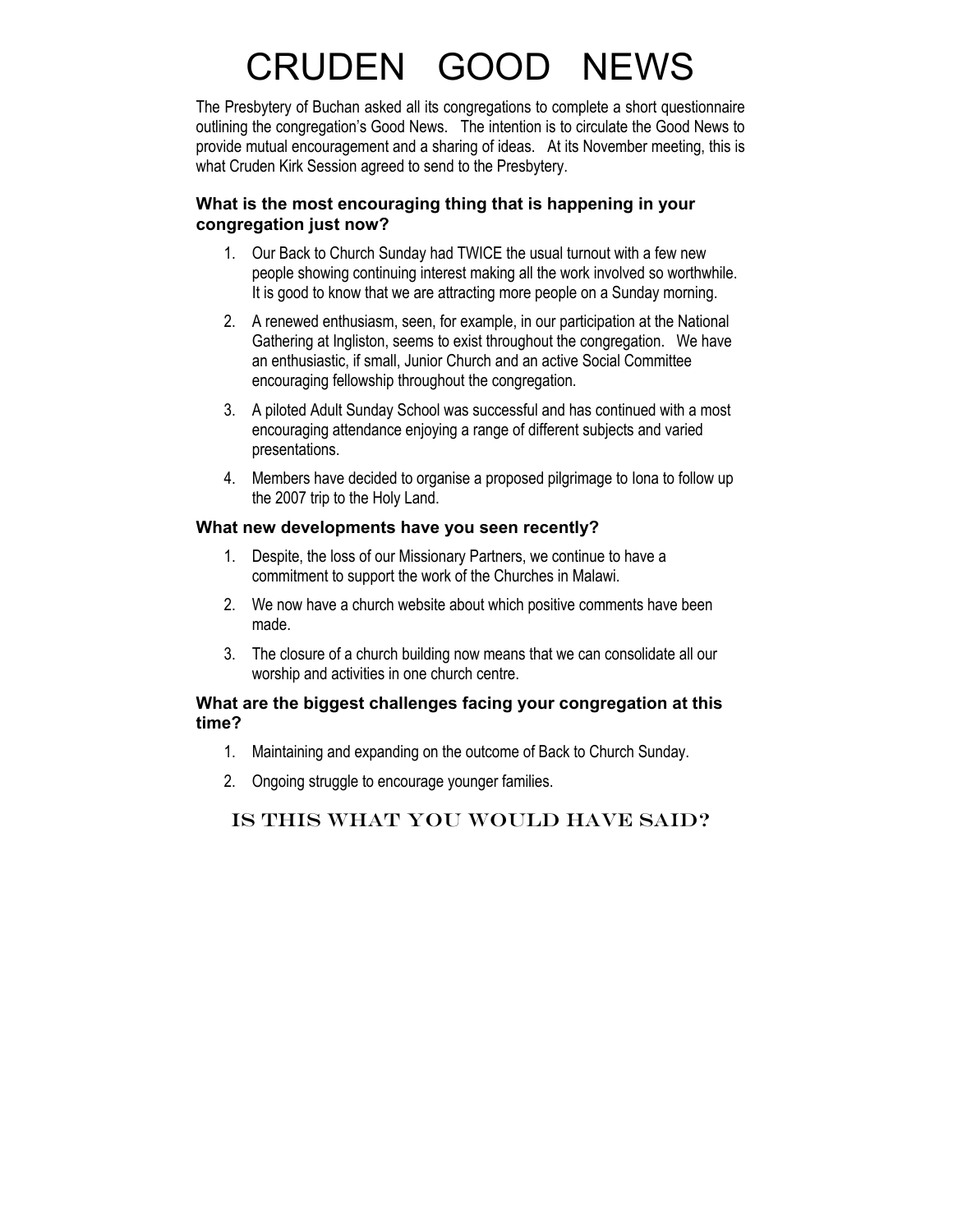# CRUDEN GOOD NEWS

The Presbytery of Buchan asked all its congregations to complete a short questionnaire outlining the congregation's Good News. The intention is to circulate the Good News to provide mutual encouragement and a sharing of ideas. At its November meeting, this is what Cruden Kirk Session agreed to send to the Presbytery.

### What is the most encouraging thing that is happening in your congregation just now?

1. Our Back to Church Sunday had TWICE the usual turnout with a few new people showing continuing interest making all the work involved so worthwhile. It is good to know that we are attracting more people on a Sunday morning.
2. A renewed enthusiasm, seen, for example, in our participation at the National Gathering at Ingliston, seems to exist throughout the congregation. We have an enthusiastic, if small, Junior Church and an active Social Committee encouraging fellowship throughout the congregation.
3. A piloted Adult Sunday School was successful and has continued with a most encouraging attendance enjoying a range of different subjects and varied presentations.
4. Members have decided to organise a proposed pilgrimage to Iona to follow up the 2007 trip to the Holy Land.

### What new developments have you seen recently?

1. Despite, the loss of our Missionary Partners, we continue to have a commitment to support the work of the Churches in Malawi.
2. We now have a church website about which positive comments have been made.
3. The closure of a church building now means that we can consolidate all our worship and activities in one church centre.

### What are the biggest challenges facing your congregation at this time?

1. Maintaining and expanding on the outcome of Back to Church Sunday.
2. Ongoing struggle to encourage younger families.

## IS THIS WHAT YOU WOULD HAVE SAID?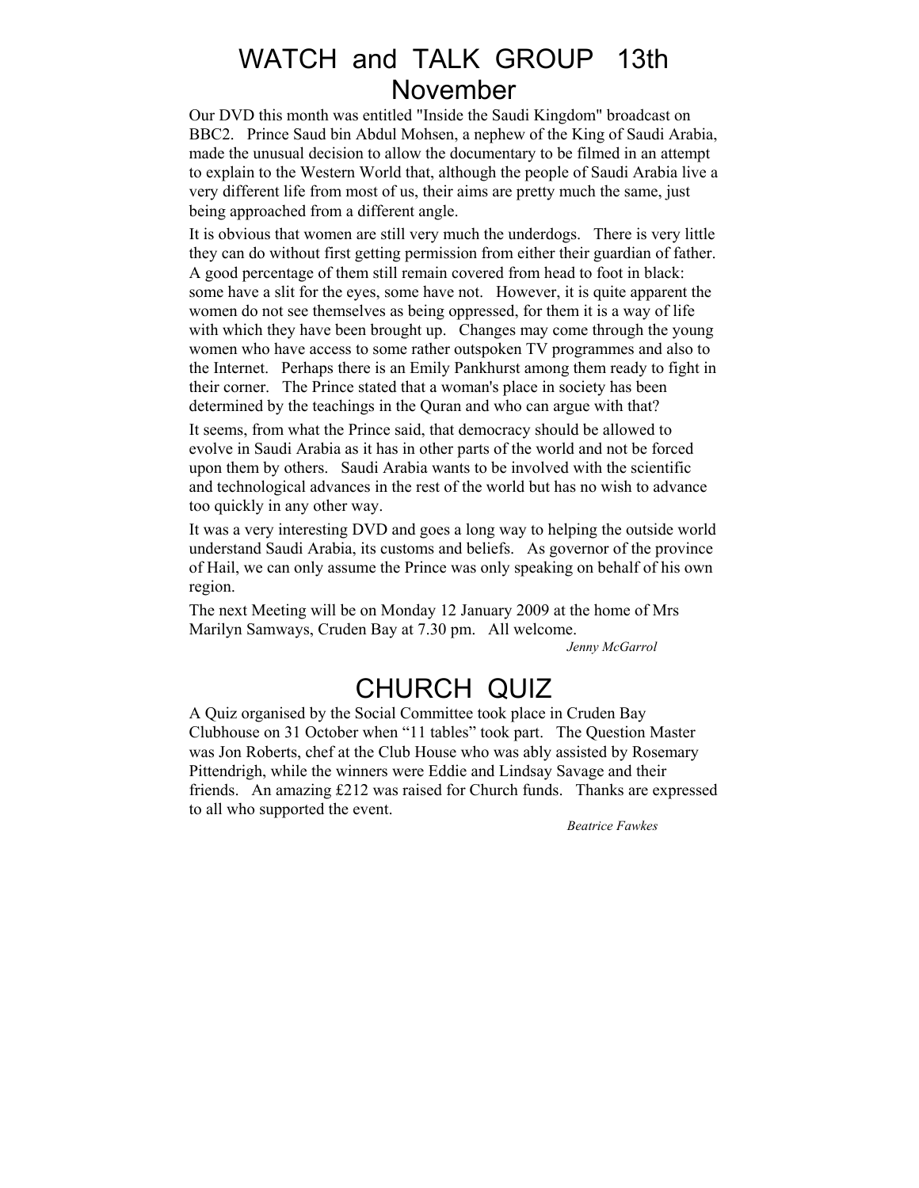# WATCH and TALK GROUP 13th November

Our DVD this month was entitled "Inside the Saudi Kingdom" broadcast on BBC2. Prince Saud bin Abdul Mohsen, a nephew of the King of Saudi Arabia, made the unusual decision to allow the documentary to be filmed in an attempt to explain to the Western World that, although the people of Saudi Arabia live a very different life from most of us, their aims are pretty much the same, just being approached from a different angle.

It is obvious that women are still very much the underdogs. There is very little they can do without first getting permission from either their guardian of father. A good percentage of them still remain covered from head to foot in black: some have a slit for the eyes, some have not. However, it is quite apparent the women do not see themselves as being oppressed, for them it is a way of life with which they have been brought up. Changes may come through the young women who have access to some rather outspoken TV programmes and also to the Internet. Perhaps there is an Emily Pankhurst among them ready to fight in their corner. The Prince stated that a woman's place in society has been determined by the teachings in the Quran and who can argue with that?

It seems, from what the Prince said, that democracy should be allowed to evolve in Saudi Arabia as it has in other parts of the world and not be forced upon them by others. Saudi Arabia wants to be involved with the scientific and technological advances in the rest of the world but has no wish to advance too quickly in any other way.

It was a very interesting DVD and goes a long way to helping the outside world understand Saudi Arabia, its customs and beliefs. As governor of the province of Hail, we can only assume the Prince was only speaking on behalf of his own region.

The next Meeting will be on Monday 12 January 2009 at the home of Mrs Marilyn Samways, Cruden Bay at 7.30 pm. All welcome.

*Jenny McGarrol*

# CHURCH QUIZ

A Quiz organised by the Social Committee took place in Cruden Bay Clubhouse on 31 October when "11 tables" took part. The Question Master was Jon Roberts, chef at the Club House who was ably assisted by Rosemary Pittendrigh, while the winners were Eddie and Lindsay Savage and their friends. An amazing £212 was raised for Church funds. Thanks are expressed to all who supported the event.

*Beatrice Fawkes*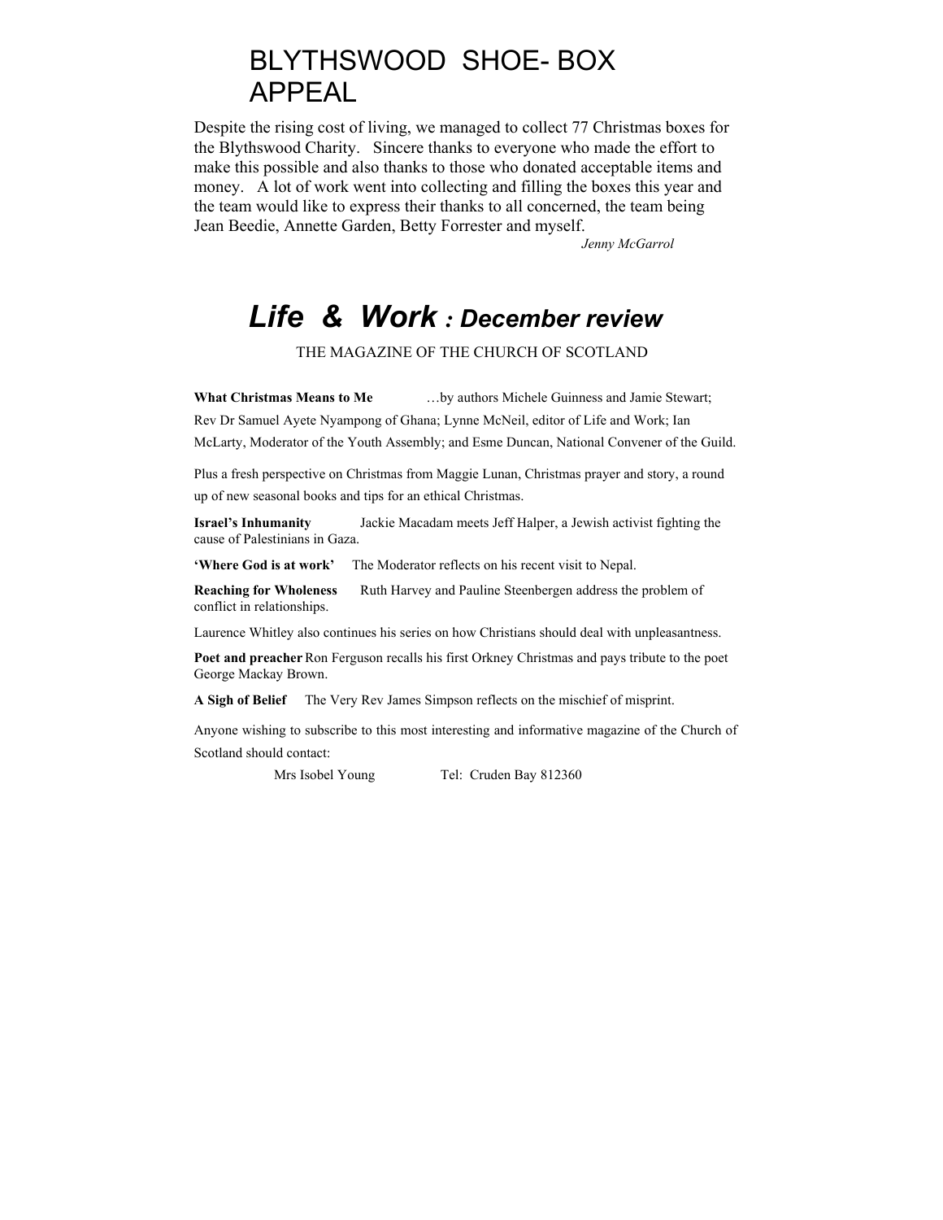# BLYTHSWOOD SHOE- BOX APPEAL

Despite the rising cost of living, we managed to collect 77 Christmas boxes for the Blythswood Charity. Sincere thanks to everyone who made the effort to make this possible and also thanks to those who donated acceptable items and money. A lot of work went into collecting and filling the boxes this year and the team would like to express their thanks to all concerned, the team being Jean Beedie, Annette Garden, Betty Forrester and myself.

*Jenny McGarrol*

# *Life & Work : December review*

THE MAGAZINE OF THE CHURCH OF SCOTLAND

**What Christmas Means to Me** …by authors Michele Guinness and Jamie Stewart; Rev Dr Samuel Ayete Nyampong of Ghana; Lynne McNeil, editor of Life and Work; Ian McLarty, Moderator of the Youth Assembly; and Esme Duncan, National Convener of the Guild.

Plus a fresh perspective on Christmas from Maggie Lunan, Christmas prayer and story, a round up of new seasonal books and tips for an ethical Christmas.

**Israel's Inhumanity** Jackie Macadam meets Jeff Halper, a Jewish activist fighting the cause of Palestinians in Gaza.

**'Where God is at work'** The Moderator reflects on his recent visit to Nepal.

**Reaching for Wholeness** Ruth Harvey and Pauline Steenbergen address the problem of conflict in relationships.

Laurence Whitley also continues his series on how Christians should deal with unpleasantness.

**Poet and preacher** Ron Ferguson recalls his first Orkney Christmas and pays tribute to the poet George Mackay Brown.

**A Sigh of Belief** The Very Rev James Simpson reflects on the mischief of misprint.

Anyone wishing to subscribe to this most interesting and informative magazine of the Church of Scotland should contact:

Mrs Isobel Young Tel: Cruden Bay 812360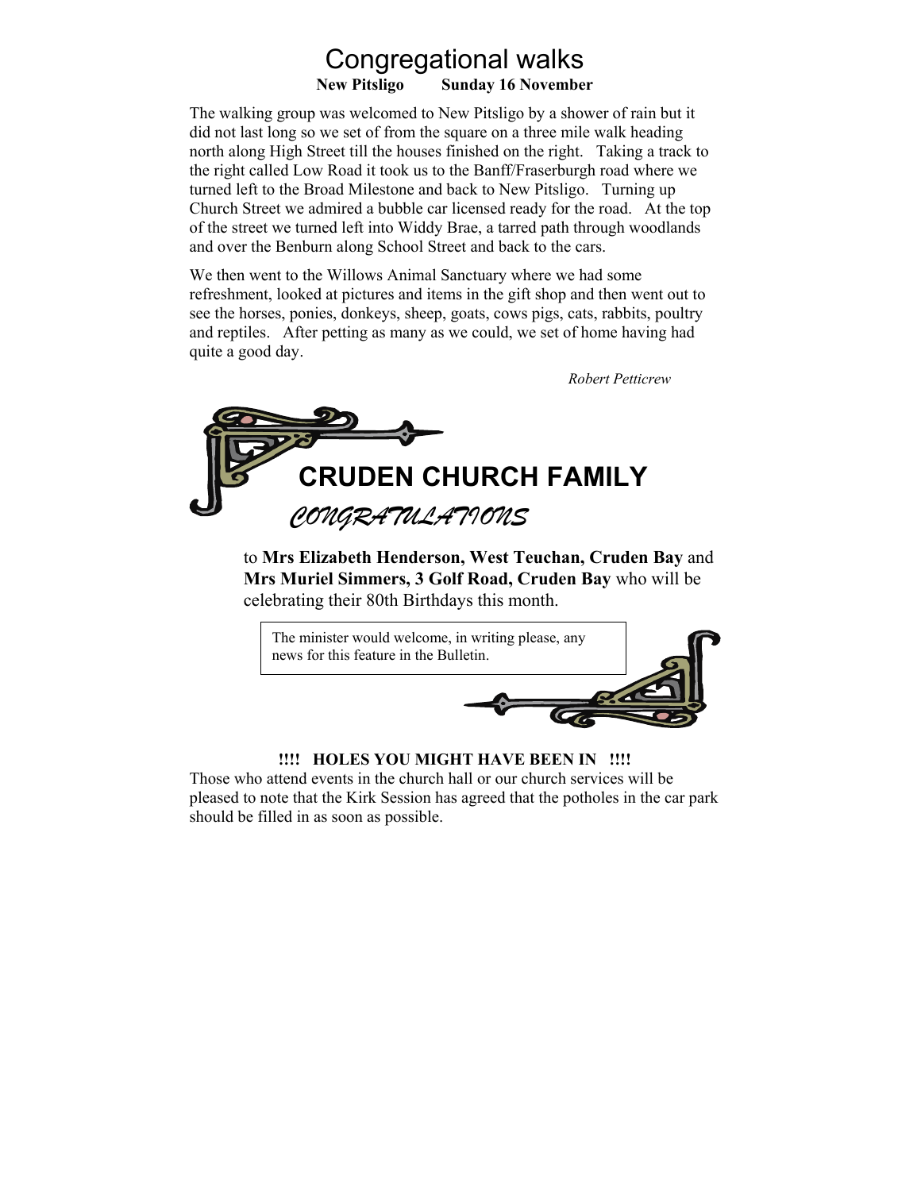# Congregational walks

**New Pitsligo    Sunday 16 November**

The walking group was welcomed to New Pitsligo by a shower of rain but it did not last long so we set of from the square on a three mile walk heading north along High Street till the houses finished on the right. Taking a track to the right called Low Road it took us to the Banff/Fraserburgh road where we turned left to the Broad Milestone and back to New Pitsligo. Turning up Church Street we admired a bubble car licensed ready for the road. At the top of the street we turned left into Widdy Brae, a tarred path through woodlands and over the Benburn along School Street and back to the cars.

We then went to the Willows Animal Sanctuary where we had some refreshment, looked at pictures and items in the gift shop and then went out to see the horses, ponies, donkeys, sheep, goats, cows pigs, cats, rabbits, poultry and reptiles. After petting as many as we could, we set of home having had quite a good day.

*Robert Petticrew*

## CRUDEN CHURCH FAMILY

*CONGRATULATIONS*

to **Mrs Elizabeth Henderson, West Teuchan, Cruden Bay** and **Mrs Muriel Simmers, 3 Golf Road, Cruden Bay** who will be celebrating their 80th Birthdays this month.

The minister would welcome, in writing please, any news for this feature in the Bulletin.

**!!!! HOLES YOU MIGHT HAVE BEEN IN !!!!**

Those who attend events in the church hall or our church services will be pleased to note that the Kirk Session has agreed that the potholes in the car park should be filled in as soon as possible.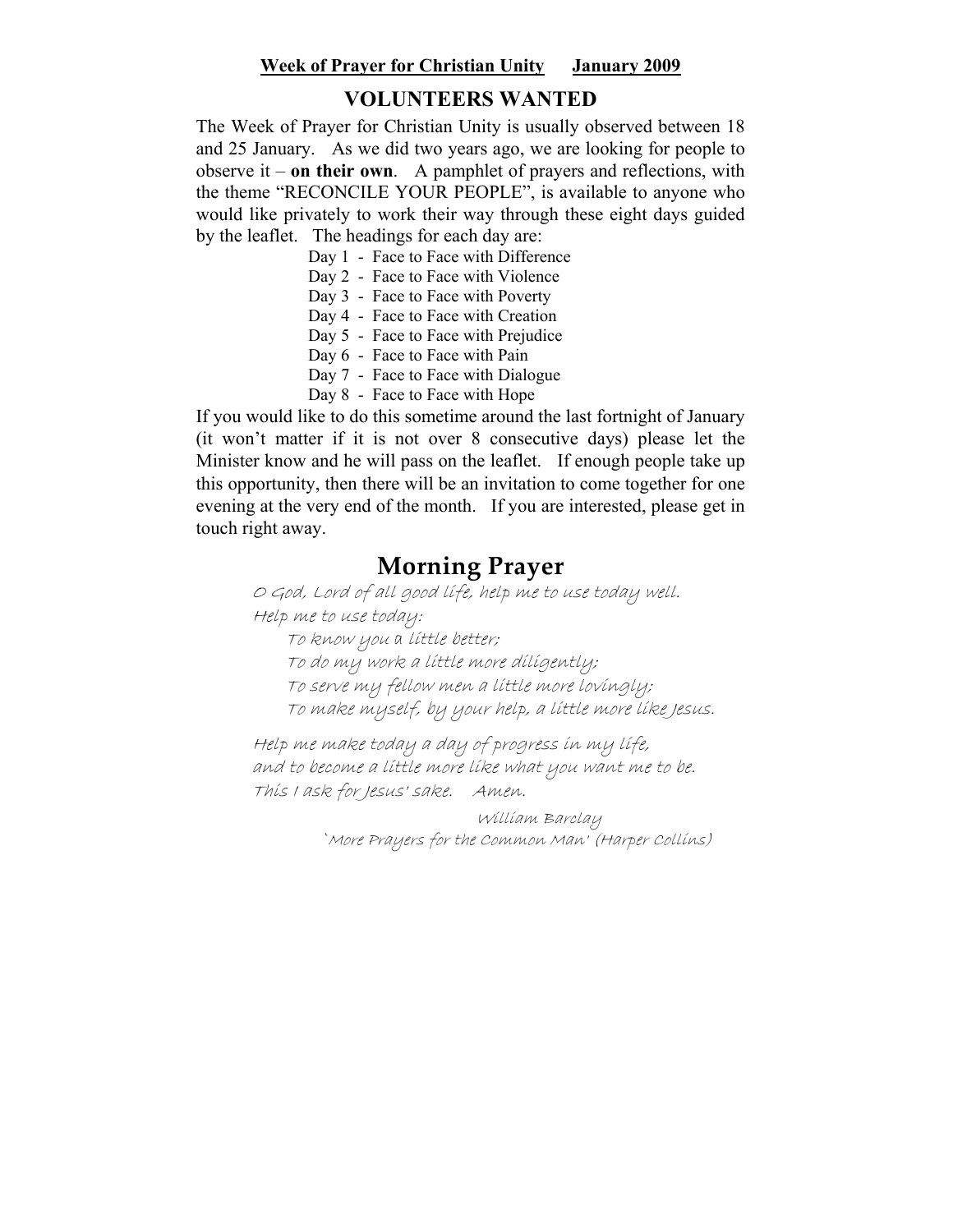**Week of Prayer for Christian Unity      January 2009**

## VOLUNTEERS WANTED

The Week of Prayer for Christian Unity is usually observed between 18 and 25 January. As we did two years ago, we are looking for people to observe it – **on their own**. A pamphlet of prayers and reflections, with the theme "RECONCILE YOUR PEOPLE", is available to anyone who would like privately to work their way through these eight days guided by the leaflet. The headings for each day are:

Day 1 - Face to Face with Difference
Day 2 - Face to Face with Violence
Day 3 - Face to Face with Poverty
Day 4 - Face to Face with Creation
Day 5 - Face to Face with Prejudice
Day 6 - Face to Face with Pain
Day 7 - Face to Face with Dialogue
Day 8 - Face to Face with Hope

If you would like to do this sometime around the last fortnight of January (it won't matter if it is not over 8 consecutive days) please let the Minister know and he will pass on the leaflet. If enough people take up this opportunity, then there will be an invitation to come together for one evening at the very end of the month. If you are interested, please get in touch right away.

## Morning Prayer

*O God, Lord of all good life, help me to use today well.*
*Help me to use today:*
*To know you a little better;*
*To do my work a little more diligently;*
*To serve my fellow men a little more lovingly;*
*To make myself, by your help, a little more like Jesus.*

*Help me make today a day of progress in my life,*
*and to become a little more like what you want me to be.*
*This I ask for Jesus' sake. Amen.*

*William Barclay*
*'More Prayers for the Common Man' (Harper Collins)*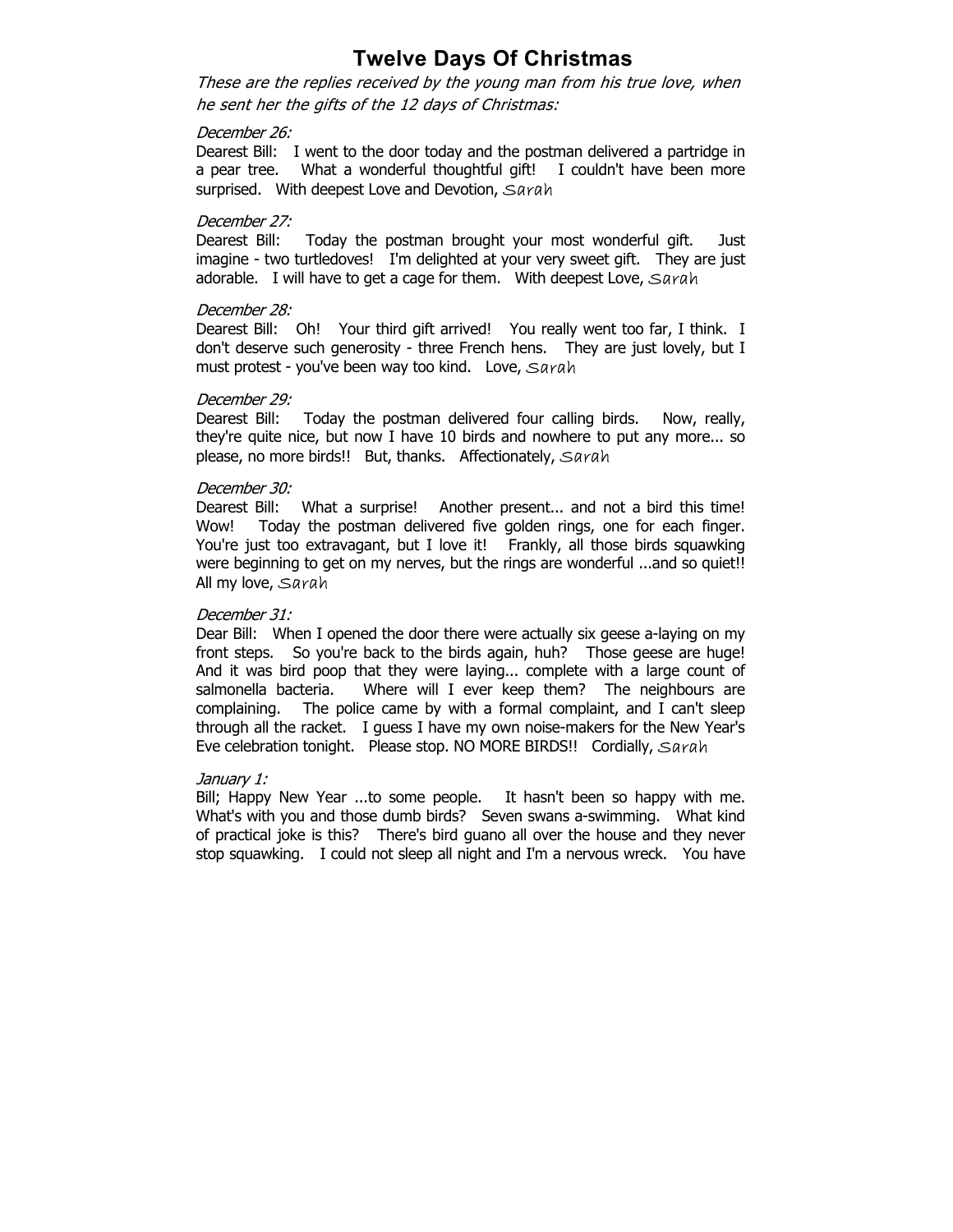# Twelve Days Of Christmas

*These are the replies received by the young man from his true love, when he sent her the gifts of the 12 days of Christmas:*

*December 26:*

Dearest Bill: I went to the door today and the postman delivered a partridge in a pear tree. What a wonderful thoughtful gift! I couldn't have been more surprised. With deepest Love and Devotion, Sarah

*December 27:*

Dearest Bill: Today the postman brought your most wonderful gift. Just imagine - two turtledoves! I'm delighted at your very sweet gift. They are just adorable. I will have to get a cage for them. With deepest Love, Sarah

*December 28:*

Dearest Bill: Oh! Your third gift arrived! You really went too far, I think. I don't deserve such generosity - three French hens. They are just lovely, but I must protest - you've been way too kind. Love, Sarah

*December 29:*

Dearest Bill: Today the postman delivered four calling birds. Now, really, they're quite nice, but now I have 10 birds and nowhere to put any more... so please, no more birds!! But, thanks. Affectionately, Sarah

*December 30:*

Dearest Bill: What a surprise! Another present... and not a bird this time! Wow! Today the postman delivered five golden rings, one for each finger. You're just too extravagant, but I love it! Frankly, all those birds squawking were beginning to get on my nerves, but the rings are wonderful ...and so quiet!! All my love, Sarah

*December 31:*

Dear Bill: When I opened the door there were actually six geese a-laying on my front steps. So you're back to the birds again, huh? Those geese are huge! And it was bird poop that they were laying... complete with a large count of salmonella bacteria. Where will I ever keep them? The neighbours are complaining. The police came by with a formal complaint, and I can't sleep through all the racket. I guess I have my own noise-makers for the New Year's Eve celebration tonight. Please stop. NO MORE BIRDS!! Cordially, Sarah

*January 1:*

Bill; Happy New Year ...to some people. It hasn't been so happy with me. What's with you and those dumb birds? Seven swans a-swimming. What kind of practical joke is this? There's bird guano all over the house and they never stop squawking. I could not sleep all night and I'm a nervous wreck. You have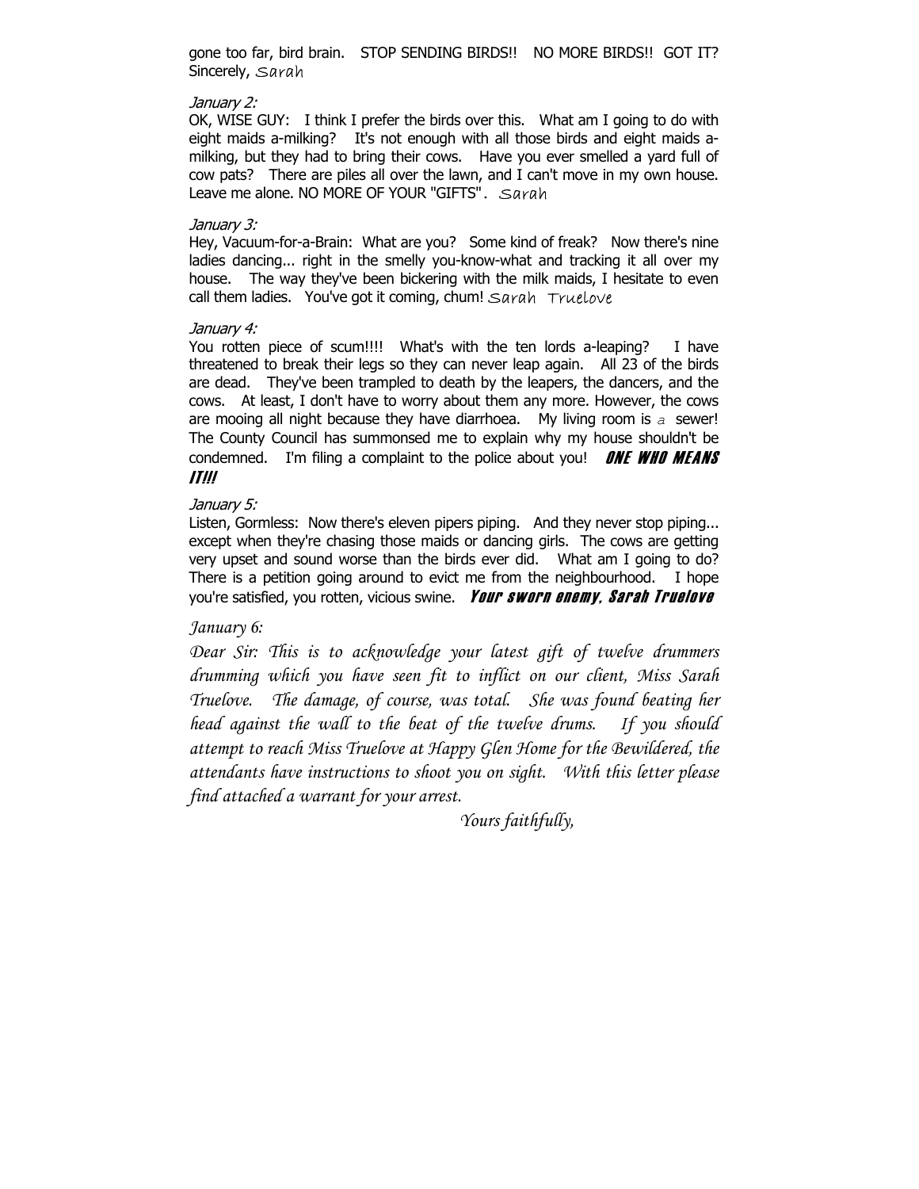gone too far, bird brain. STOP SENDING BIRDS!! NO MORE BIRDS!! GOT IT? Sincerely, Sarah

*January 2:*

OK, WISE GUY: I think I prefer the birds over this. What am I going to do with eight maids a-milking? It's not enough with all those birds and eight maids a-milking, but they had to bring their cows. Have you ever smelled a yard full of cow pats? There are piles all over the lawn, and I can't move in my own house. Leave me alone. NO MORE OF YOUR "GIFTS". Sarah

*January 3:*

Hey, Vacuum-for-a-Brain: What are you? Some kind of freak? Now there's nine ladies dancing... right in the smelly you-know-what and tracking it all over my house. The way they've been bickering with the milk maids, I hesitate to even call them ladies. You've got it coming, chum! Sarah Truelove

*January 4:*

You rotten piece of scum!!!! What's with the ten lords a-leaping? I have threatened to break their legs so they can never leap again. All 23 of the birds are dead. They've been trampled to death by the leapers, the dancers, and the cows. At least, I don't have to worry about them any more. However, the cows are mooing all night because they have diarrhoea. My living room is a sewer! The County Council has summonsed me to explain why my house shouldn't be condemned. I'm filing a complaint to the police about you! ***ONE WHO MEANS IT!!!***

*January 5:*

Listen, Gormless: Now there's eleven pipers piping. And they never stop piping... except when they're chasing those maids or dancing girls. The cows are getting very upset and sound worse than the birds ever did. What am I going to do? There is a petition going around to evict me from the neighbourhood. I hope you're satisfied, you rotten, vicious swine. ***Your sworn enemy, Sarah Truelove***

*January 6:*

*Dear Sir: This is to acknowledge your latest gift of twelve drummers drumming which you have seen fit to inflict on our client, Miss Sarah Truelove. The damage, of course, was total. She was found beating her head against the wall to the beat of the twelve drums. If you should attempt to reach Miss Truelove at Happy Glen Home for the Bewildered, the attendants have instructions to shoot you on sight. With this letter please find attached a warrant for your arrest.*

*Yours faithfully,*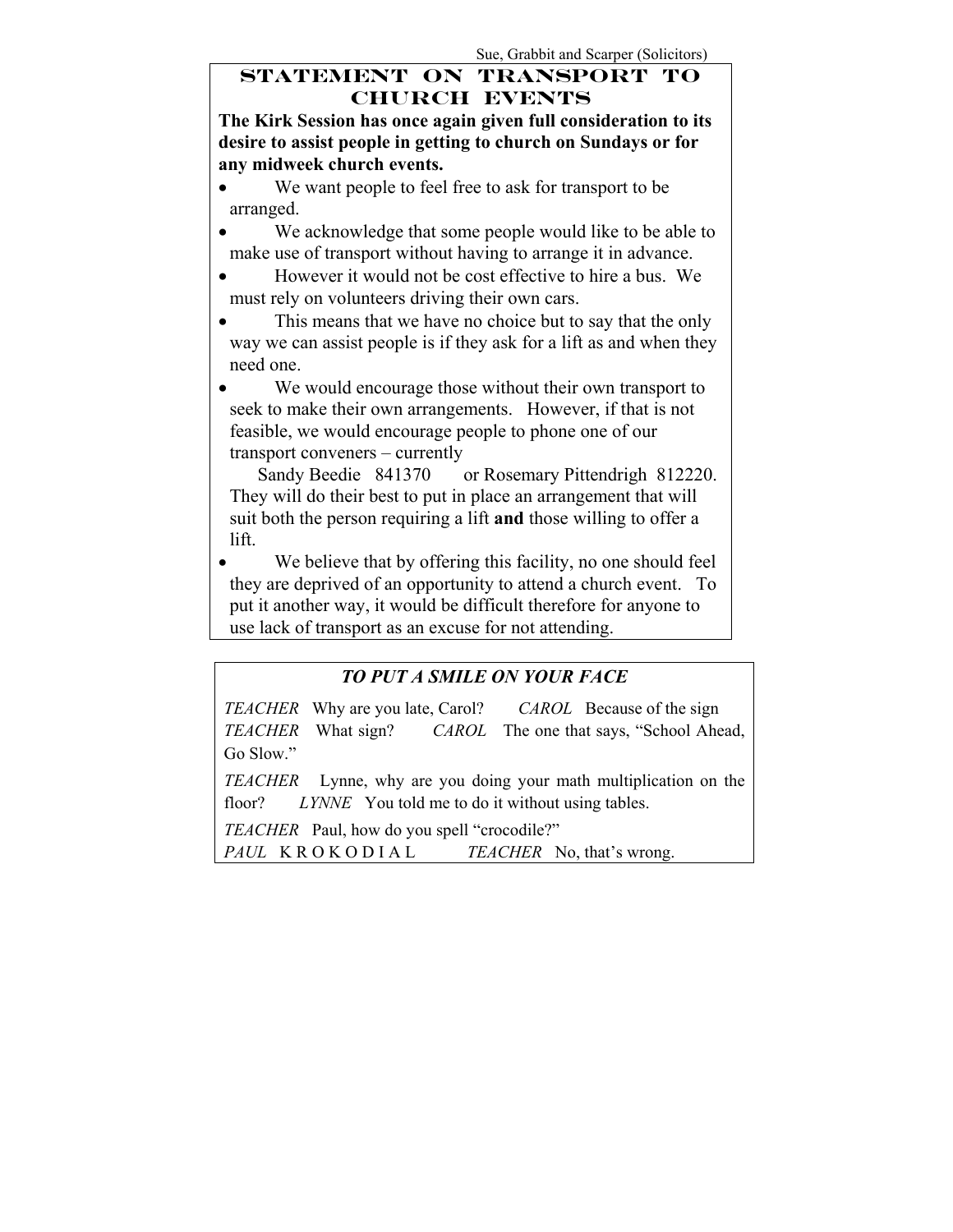Sue, Grabbit and Scarper (Solicitors)

## STATEMENT ON TRANSPORT TO CHURCH EVENTS

**The Kirk Session has once again given full consideration to its desire to assist people in getting to church on Sundays or for any midweek church events.**

- We want people to feel free to ask for transport to be arranged.
- We acknowledge that some people would like to be able to make use of transport without having to arrange it in advance.
- However it would not be cost effective to hire a bus. We must rely on volunteers driving their own cars.
- This means that we have no choice but to say that the only way we can assist people is if they ask for a lift as and when they need one.
- We would encourage those without their own transport to seek to make their own arrangements. However, if that is not feasible, we would encourage people to phone one of our transport conveners – currently
  Sandy Beedie 841370 or Rosemary Pittendrigh 812220.
  They will do their best to put in place an arrangement that will suit both the person requiring a lift **and** those willing to offer a lift.
- We believe that by offering this facility, no one should feel they are deprived of an opportunity to attend a church event. To put it another way, it would be difficult therefore for anyone to use lack of transport as an excuse for not attending.

### *TO PUT A SMILE ON YOUR FACE*

*TEACHER* Why are you late, Carol? *CAROL* Because of the sign
*TEACHER* What sign? *CAROL* The one that says, "School Ahead, Go Slow."

*TEACHER* Lynne, why are you doing your math multiplication on the floor? *LYNNE* You told me to do it without using tables.

*TEACHER* Paul, how do you spell "crocodile?"
*PAUL* K R O K O D I A L *TEACHER* No, that's wrong.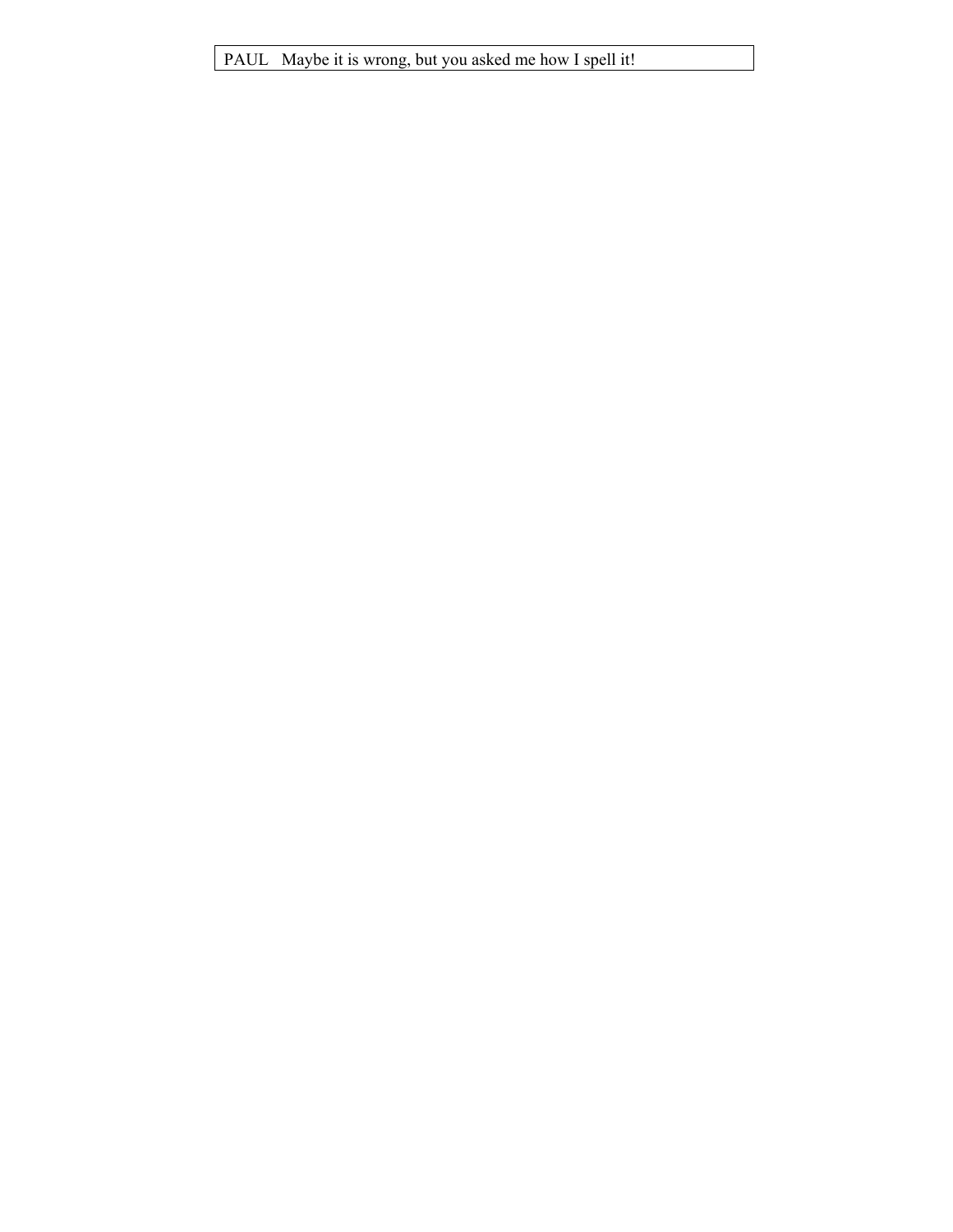PAUL   Maybe it is wrong, but you asked me how I spell it!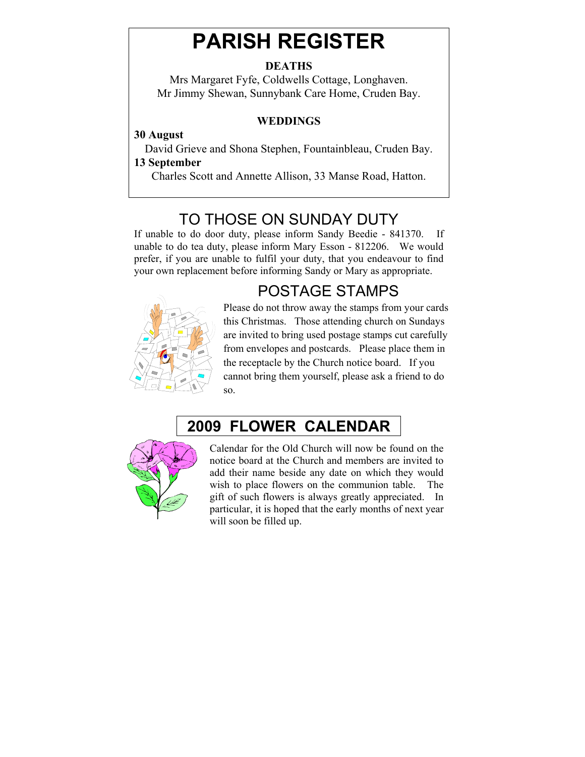# PARISH REGISTER

**DEATHS**

Mrs Margaret Fyfe, Coldwells Cottage, Longhaven.
Mr Jimmy Shewan, Sunnybank Care Home, Cruden Bay.

**WEDDINGS**

**30 August**
David Grieve and Shona Stephen, Fountainbleau, Cruden Bay.

**13 September**
Charles Scott and Annette Allison, 33 Manse Road, Hatton.

## TO THOSE ON SUNDAY DUTY

If unable to do door duty, please inform Sandy Beedie - 841370. If unable to do tea duty, please inform Mary Esson - 812206. We would prefer, if you are unable to fulfil your duty, that you endeavour to find your own replacement before informing Sandy or Mary as appropriate.

## POSTAGE STAMPS

Please do not throw away the stamps from your cards this Christmas. Those attending church on Sundays are invited to bring used postage stamps cut carefully from envelopes and postcards. Please place them in the receptacle by the Church notice board. If you cannot bring them yourself, please ask a friend to do so.

## 2009 FLOWER CALENDAR

Calendar for the Old Church will now be found on the notice board at the Church and members are invited to add their name beside any date on which they would wish to place flowers on the communion table. The gift of such flowers is always greatly appreciated. In particular, it is hoped that the early months of next year will soon be filled up.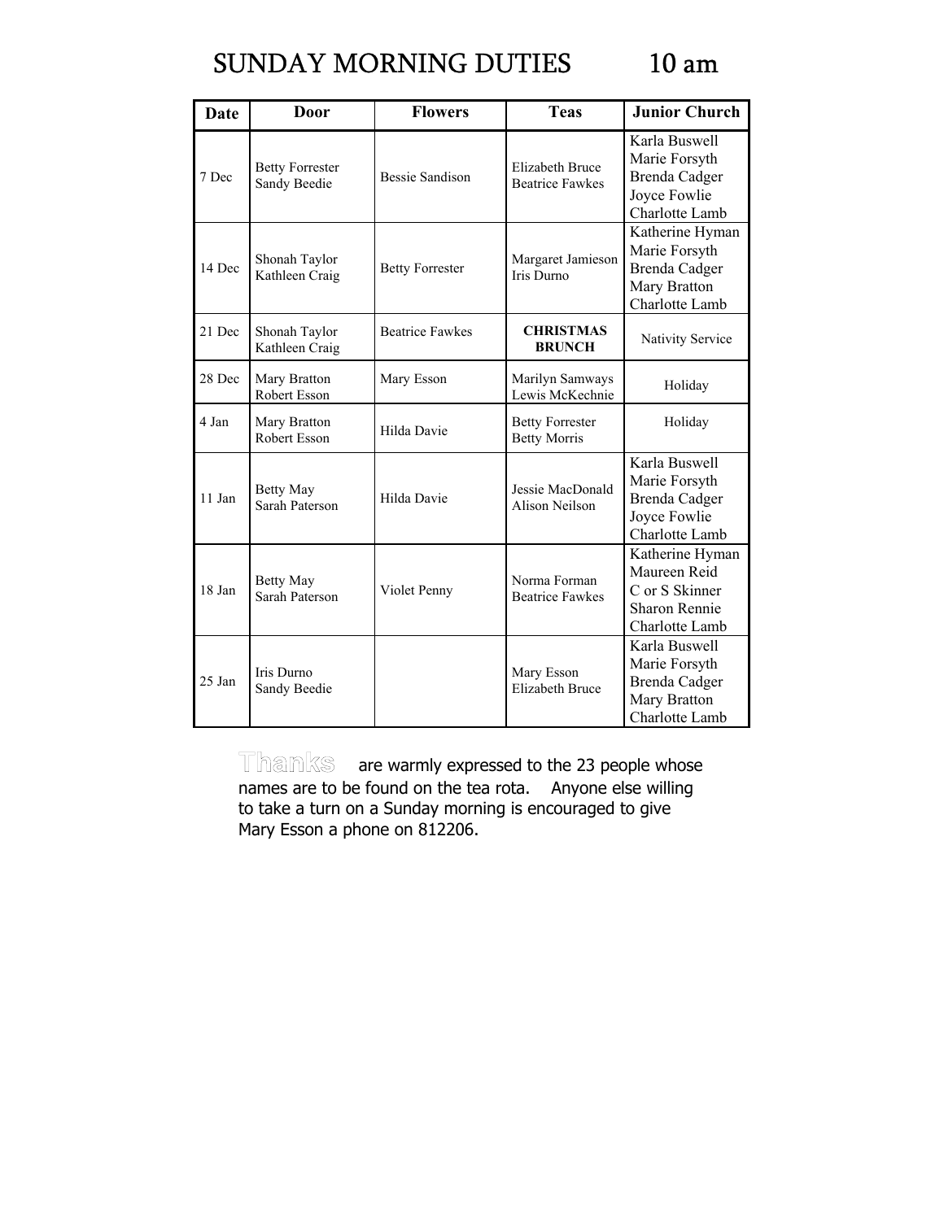# SUNDAY MORNING DUTIES 10 am

| Date | Door | Flowers | Teas | Junior Church |
|---|---|---|---|---|
| 7 Dec | Betty Forrester<br>Sandy Beedie | Bessie Sandison | Elizabeth Bruce<br>Beatrice Fawkes | Karla Buswell<br>Marie Forsyth<br>Brenda Cadger<br>Joyce Fowlie<br>Charlotte Lamb |
| 14 Dec | Shonah Taylor<br>Kathleen Craig | Betty Forrester | Margaret Jamieson<br>Iris Durno | Katherine Hyman<br>Marie Forsyth<br>Brenda Cadger<br>Mary Bratton<br>Charlotte Lamb |
| 21 Dec | Shonah Taylor<br>Kathleen Craig | Beatrice Fawkes | **CHRISTMAS BRUNCH** | Nativity Service |
| 28 Dec | Mary Bratton<br>Robert Esson | Mary Esson | Marilyn Samways<br>Lewis McKechnie | Holiday |
| 4 Jan | Mary Bratton<br>Robert Esson | Hilda Davie | Betty Forrester<br>Betty Morris | Holiday |
| 11 Jan | Betty May<br>Sarah Paterson | Hilda Davie | Jessie MacDonald<br>Alison Neilson | Karla Buswell<br>Marie Forsyth<br>Brenda Cadger<br>Joyce Fowlie<br>Charlotte Lamb |
| 18 Jan | Betty May<br>Sarah Paterson | Violet Penny | Norma Forman<br>Beatrice Fawkes | Katherine Hyman<br>Maureen Reid<br>C or S Skinner<br>Sharon Rennie<br>Charlotte Lamb |
| 25 Jan | Iris Durno<br>Sandy Beedie | | Mary Esson<br>Elizabeth Bruce | Karla Buswell<br>Marie Forsyth<br>Brenda Cadger<br>Mary Bratton<br>Charlotte Lamb |

Thanks are warmly expressed to the 23 people whose names are to be found on the tea rota. Anyone else willing to take a turn on a Sunday morning is encouraged to give Mary Esson a phone on 812206.